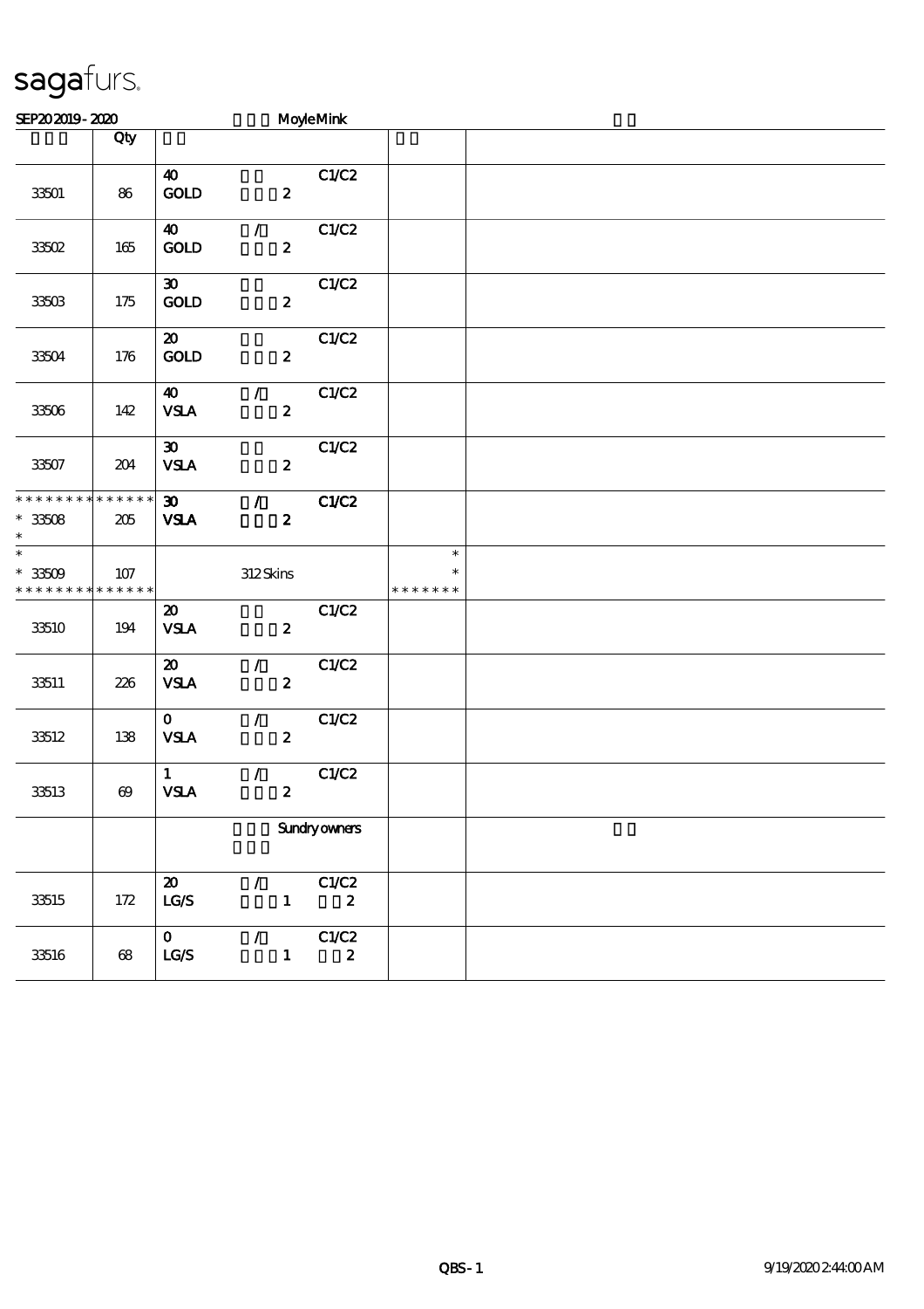# sagafurs.

SEP20 2019 - 2020 MoyleMink

| | Qty | | |
|---|---|---|---|
| 33501 | 86 | 40 GOLD 2 C1/C2 | |
| 33502 | 165 | 40 / GOLD 2 C1/C2 | |
| 33503 | 175 | 30 GOLD 2 C1/C2 | |
| 33504 | 176 | 20 GOLD 2 C1/C2 | |
| 33506 | 142 | 40 / VSLA 2 C1/C2 | |
| 33507 | 204 | 30 VSLA 2 C1/C2 | |
| * * * * * * * * * * * * * * 33508 * | 205 | 30 / VSLA 2 C1/C2 | |
| * * 33509 * * * * * * * * * * * * * * | 107 | 312 Skins | * * * * * * * * * |
| 33510 | 194 | 20 VSLA 2 C1/C2 | |
| 33511 | 226 | 20 / VSLA 2 C1/C2 | |
| 33512 | 138 | 0 / VSLA 2 C1/C2 | |
| 33513 | 69 | 1 / VSLA 2 C1/C2 | |
| | | Sundry owners | |
| 33515 | 172 | 20 / LG/S 1 C1/C2 2 | |
| 33516 | 68 | 0 / LG/S 1 C1/C2 2 | |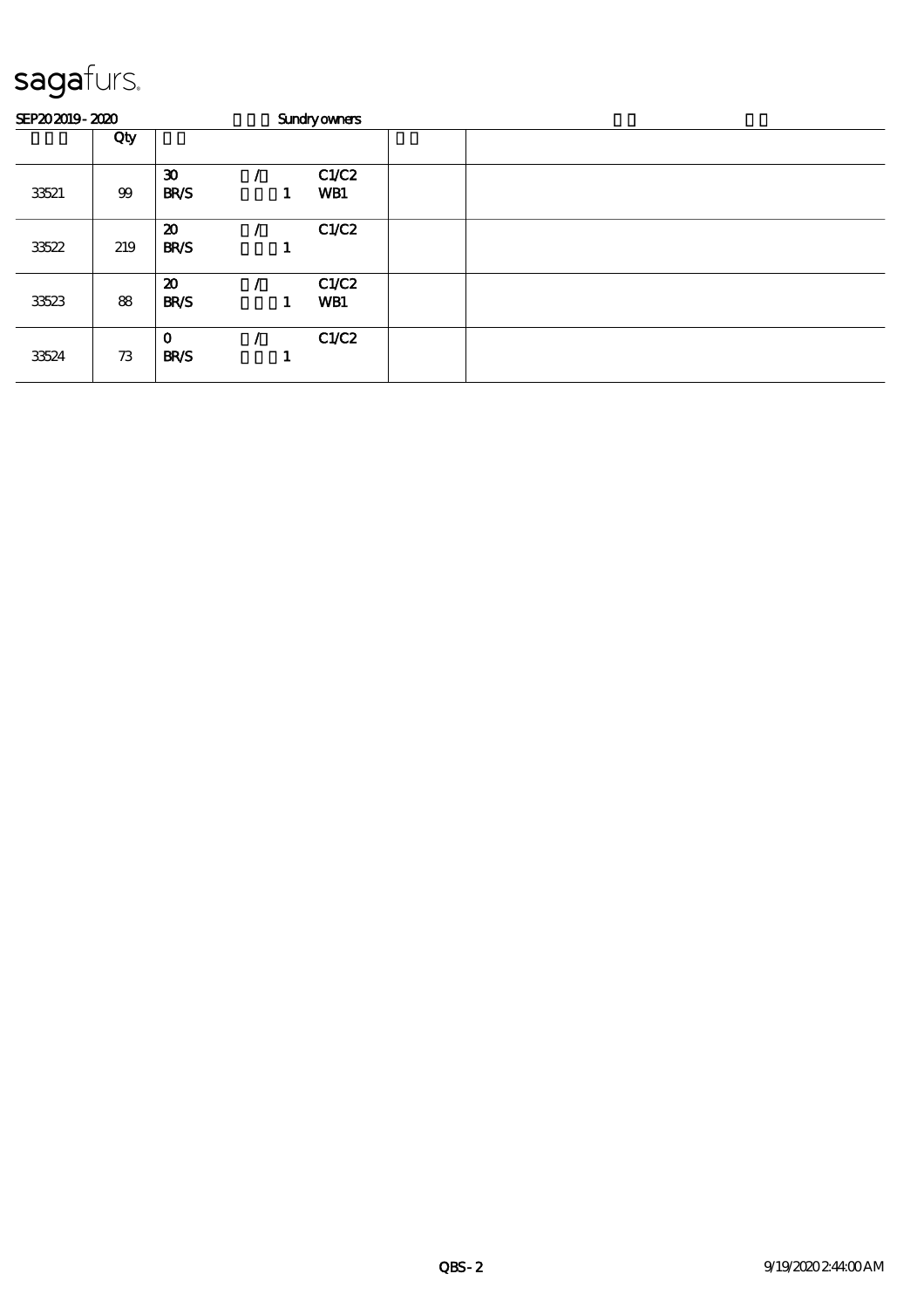sagafurs.

SEP20 2019 - 2020 Sundry owners

| | Qty | | | | |
|---|---|---|---|---|---|
| 33521 | 99 | 30 / C1/C2<br>BR/S 1 WB1 | | | |
| 33522 | 219 | 20 / C1/C2<br>BR/S 1 | | | |
| 33523 | 88 | 20 / C1/C2<br>BR/S 1 WB1 | | | |
| 33524 | 73 | 0 / C1/C2<br>BR/S 1 | | | |

QBS - 2 9/19/2020 2:44:00 AM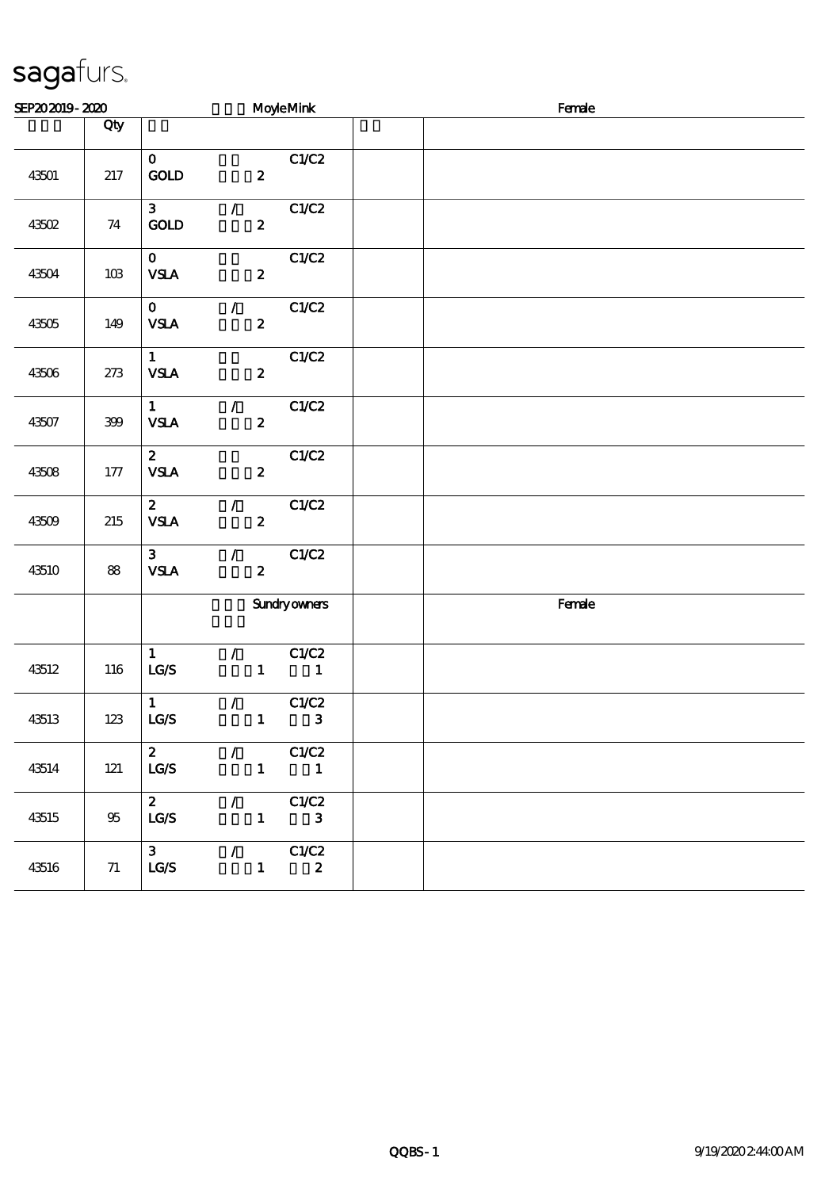sagafurs.

SEP20 2019 - 2020 Moyle Mink Female

| | Qty | | | |
|---|---|---|---|---|
| 43501 | 217 | 0 GOLD 2 C1/C2 | | |
| 43502 | 74 | 3 / GOLD 2 C1/C2 | | |
| 43504 | 103 | 0 VSLA 2 C1/C2 | | |
| 43505 | 149 | 0 / VSLA 2 C1/C2 | | |
| 43506 | 273 | 1 VSLA 2 C1/C2 | | |
| 43507 | 399 | 1 / VSLA 2 C1/C2 | | |
| 43508 | 177 | 2 VSLA 2 C1/C2 | | |
| 43509 | 215 | 2 / VSLA 2 C1/C2 | | |
| 43510 | 88 | 3 / VSLA 2 C1/C2 | | |
| | | Sundry owners | | Female |
| 43512 | 116 | 1 / LG/S 1 C1/C2 1 | | |
| 43513 | 123 | 1 / LG/S 1 C1/C2 3 | | |
| 43514 | 121 | 2 / LG/S 1 C1/C2 1 | | |
| 43515 | 95 | 2 / LG/S 1 C1/C2 3 | | |
| 43516 | 71 | 3 / LG/S 1 C1/C2 2 | | |

QQBS - 1 9/19/2020 2:44:00 AM